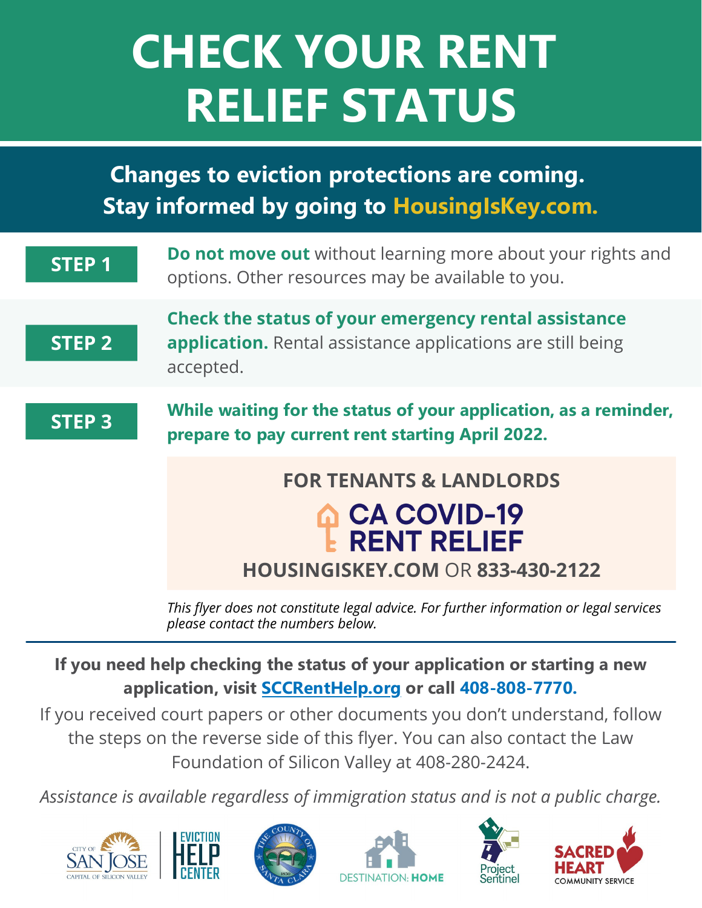# CHECK YOUR RENT RELIEF STATUS

**Changes to eviction protections are coming. Stay informed by going to HousingIsKey.com.**

**STEP 1** — **Do not move out** without learning more about your rights and options. Other resources may be available to you.

**STEP 2** — **Check the status of your emergency rental assistance application.** Rental assistance applications are still being accepted.

**STEP 3** — **While waiting for the status of your application, as a reminder, prepare to pay current rent starting April 2022.**

**FOR TENANTS & LANDLORDS**

**CA COVID-19 RENT RELIEF**

**HOUSINGISKEY.COM** OR **833-430-2122**

*This flyer does not constitute legal advice. For further information or legal services please contact the numbers below.*

---

**If you need help checking the status of your application or starting a new application, visit SCCRentHelp.org or call 408-808-7770.**

If you received court papers or other documents you don't understand, follow the steps on the reverse side of this flyer. You can also contact the Law Foundation of Silicon Valley at 408-280-2424.

*Assistance is available regardless of immigration status and is not a public charge.*

City of San Jose – Capital of Silicon Valley | Eviction Help Center | The County of Santa Clara | Destination: Home | Project Sentinel | Sacred Heart Community Service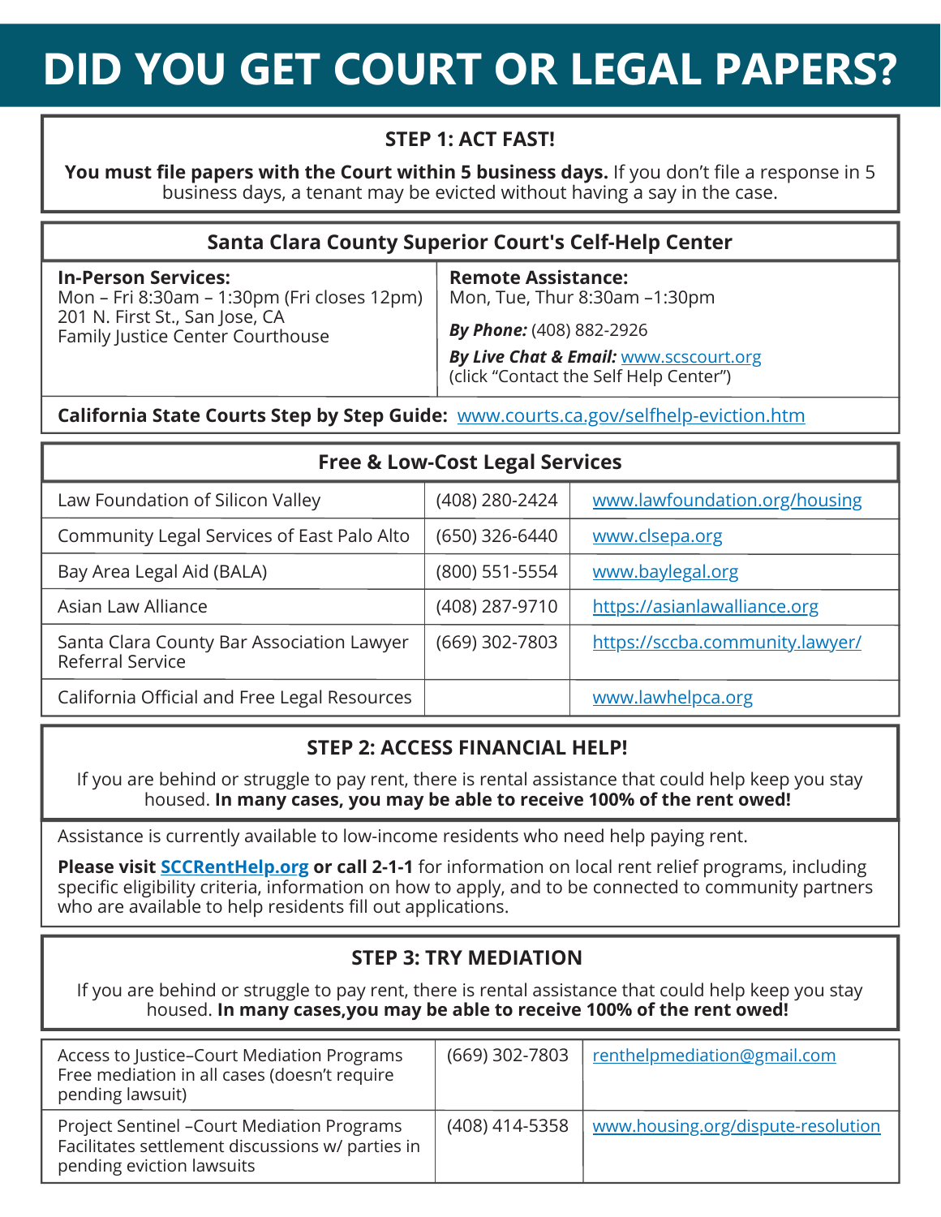# DID YOU GET COURT OR LEGAL PAPERS?

## STEP 1: ACT FAST!

**You must file papers with the Court within 5 business days.** If you don't file a response in 5 business days, a tenant may be evicted without having a say in the case.

### Santa Clara County Superior Court's Self-Help Center

| | |
|---|---|
| **In-Person Services:**<br>Mon – Fri 8:30am – 1:30pm (Fri closes 12pm)<br>201 N. First St., San Jose, CA<br>Family Justice Center Courthouse | **Remote Assistance:**<br>Mon, Tue, Thur 8:30am –1:30pm<br>***By Phone:*** (408) 882-2926<br>***By Live Chat & Email:*** www.scscourt.org<br>(click "Contact the Self Help Center") |

**California State Courts Step by Step Guide:** www.courts.ca.gov/selfhelp-eviction.htm

### Free & Low-Cost Legal Services

| | | |
|---|---|---|
| Law Foundation of Silicon Valley | (408) 280-2424 | www.lawfoundation.org/housing |
| Community Legal Services of East Palo Alto | (650) 326-6440 | www.clsepa.org |
| Bay Area Legal Aid (BALA) | (800) 551-5554 | www.baylegal.org |
| Asian Law Alliance | (408) 287-9710 | https://asianlawalliance.org |
| Santa Clara County Bar Association Lawyer Referral Service | (669) 302-7803 | https://sccba.community.lawyer/ |
| California Official and Free Legal Resources | | www.lawhelpca.org |

## STEP 2: ACCESS FINANCIAL HELP!

If you are behind or struggle to pay rent, there is rental assistance that could help keep you stay housed. **In many cases, you may be able to receive 100% of the rent owed!**

Assistance is currently available to low-income residents who need help paying rent.

**Please visit SCCRentHelp.org or call 2-1-1** for information on local rent relief programs, including specific eligibility criteria, information on how to apply, and to be connected to community partners who are available to help residents fill out applications.

## STEP 3: TRY MEDIATION

If you are behind or struggle to pay rent, there is rental assistance that could help keep you stay housed. **In many cases,you may be able to receive 100% of the rent owed!**

| | | |
|---|---|---|
| Access to Justice–Court Mediation Programs<br>Free mediation in all cases (doesn't require pending lawsuit) | (669) 302-7803 | renthelpmediation@gmail.com |
| Project Sentinel –Court Mediation Programs<br>Facilitates settlement discussions w/ parties in pending eviction lawsuits | (408) 414-5358 | www.housing.org/dispute-resolution |